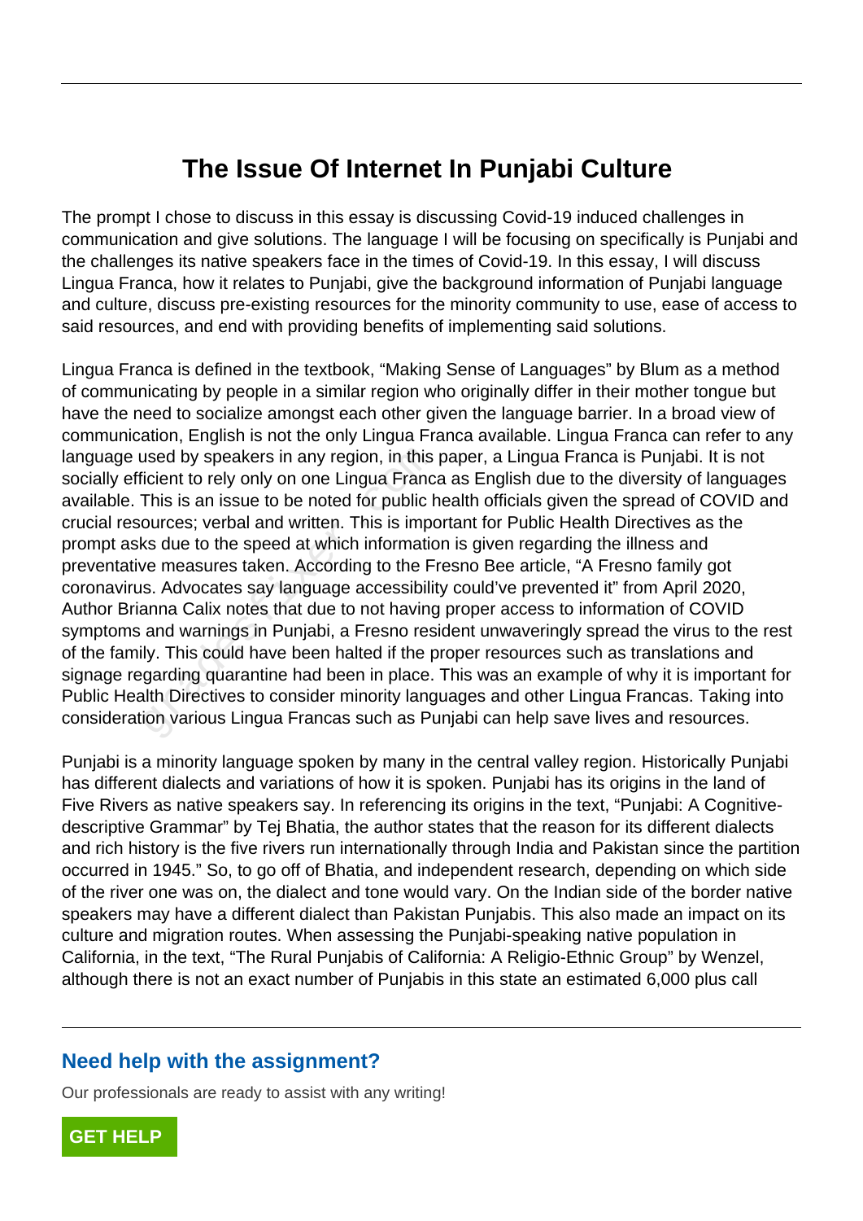# The Issue Of Internet In Punjabi Culture

The prompt I chose to discuss in this essay is discussing Covid-19 induced challenges in communication and give solutions. The language I will be focusing on specifically is Punjabi and the challenges its native speakers face in the times of Covid-19. In this essay, I will discuss Lingua Franca, how it relates to Punjabi, give the background information of Punjabi language and culture, discuss pre-existing resources for the minority community to use, ease of access to said resources, and end with providing benefits of implementing said solutions.

Lingua Franca is defined in the textbook, "Making Sense of Languages" by Blum as a method of communicating by people in a similar region who originally differ in their mother tongue but have the need to socialize amongst each other given the language barrier. In a broad view of communication, English is not the only Lingua Franca available. Lingua Franca can refer to any language used by speakers in any region, in this paper, a Lingua Franca is Punjabi. It is not socially efficient to rely only on one Lingua Franca as English due to the diversity of languages available. This is an issue to be noted for public health officials given the spread of COVID and crucial resources; verbal and written. This is important for Public Health Directives as the prompt asks due to the speed at which information is given regarding the illness and preventative measures taken. According to the Fresno Bee article, "A Fresno family got coronavirus. Advocates say language accessibility could've prevented it" from April 2020, Author Brianna Calix notes that due to not having proper access to information of COVID symptoms and warnings in Punjabi, a Fresno resident unwaveringly spread the virus to the rest of the family. This could have been halted if the proper resources such as translations and signage regarding quarantine had been in place. This was an example of why it is important for Public Health Directives to consider minority languages and other Lingua Francas. Taking into consideration various Lingua Francas such as Punjabi can help save lives and resources.

Punjabi is a minority language spoken by many in the central valley region. Historically Punjabi has different dialects and variations of how it is spoken. Punjabi has its origins in the land of Five Rivers as native speakers say. In referencing its origins in the text, "Punjabi: A Cognitive-descriptive Grammar" by Tej Bhatia, the author states that the reason for its different dialects and rich history is the five rivers run internationally through India and Pakistan since the partition occurred in 1945." So, to go off of Bhatia, and independent research, depending on which side of the river one was on, the dialect and tone would vary. On the Indian side of the border native speakers may have a different dialect than Pakistan Punjabis. This also made an impact on its culture and migration routes. When assessing the Punjabi-speaking native population in California, in the text, "The Rural Punjabis of California: A Religio-Ethnic Group" by Wenzel, although there is not an exact number of Punjabis in this state an estimated 6,000 plus call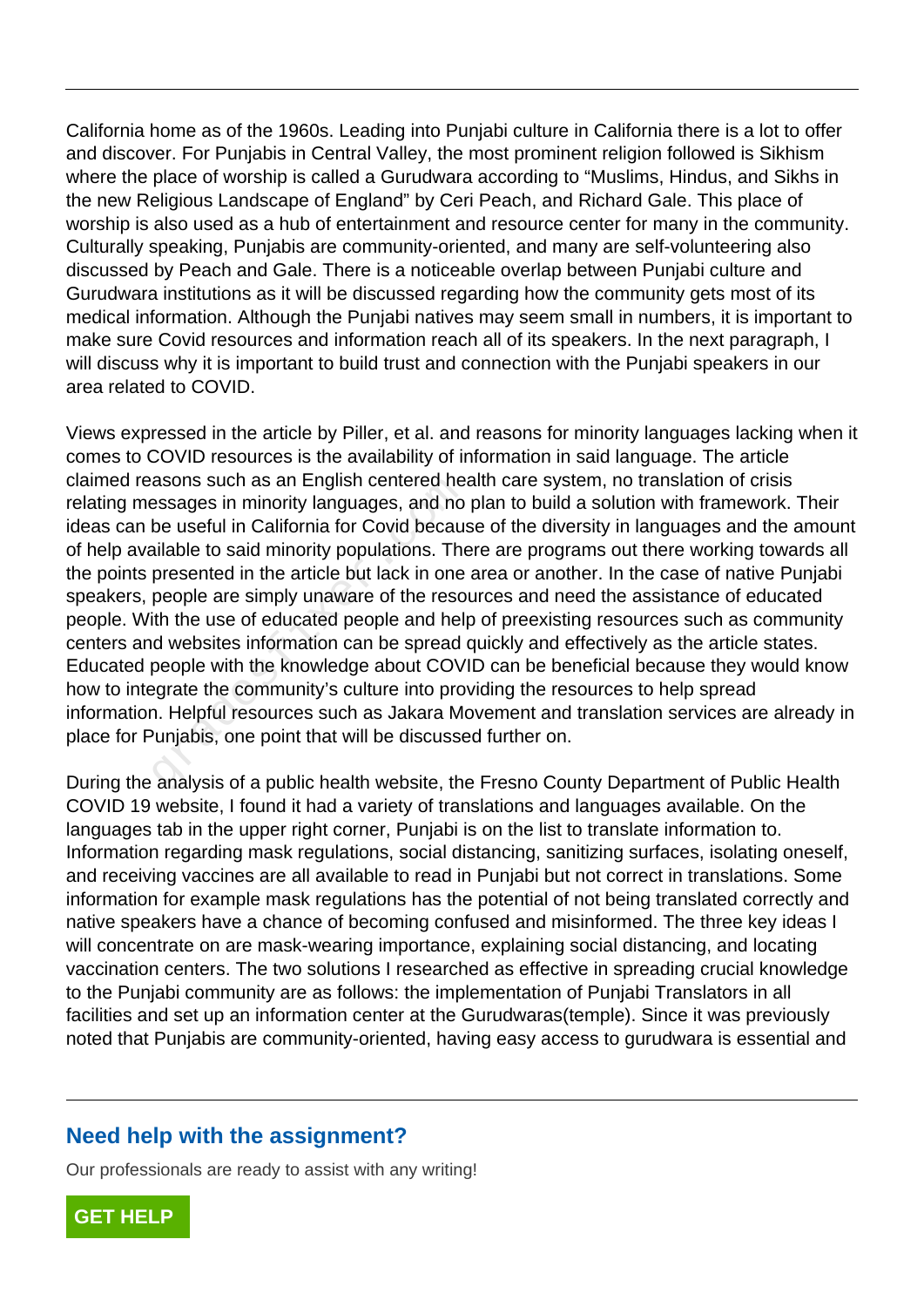California home as of the 1960s. Leading into Punjabi culture in California there is a lot to offer and discover. For Punjabis in Central Valley, the most prominent religion followed is Sikhism where the place of worship is called a Gurudwara according to "Muslims, Hindus, and Sikhs in the new Religious Landscape of England" by Ceri Peach, and Richard Gale. This place of worship is also used as a hub of entertainment and resource center for many in the community. Culturally speaking, Punjabis are community-oriented, and many are self-volunteering also discussed by Peach and Gale. There is a noticeable overlap between Punjabi culture and Gurudwara institutions as it will be discussed regarding how the community gets most of its medical information. Although the Punjabi natives may seem small in numbers, it is important to make sure Covid resources and information reach all of its speakers. In the next paragraph, I will discuss why it is important to build trust and connection with the Punjabi speakers in our area related to COVID.

Views expressed in the article by Piller, et al. and reasons for minority languages lacking when it comes to COVID resources is the availability of information in said language. The article claimed reasons such as an English centered health care system, no translation of crisis relating messages in minority languages, and no plan to build a solution with framework. Their ideas can be useful in California for Covid because of the diversity in languages and the amount of help available to said minority populations. There are programs out there working towards all the points presented in the article but lack in one area or another. In the case of native Punjabi speakers, people are simply unaware of the resources and need the assistance of educated people. With the use of educated people and help of preexisting resources such as community centers and websites information can be spread quickly and effectively as the article states. Educated people with the knowledge about COVID can be beneficial because they would know how to integrate the community's culture into providing the resources to help spread information. Helpful resources such as Jakara Movement and translation services are already in place for Punjabis, one point that will be discussed further on.

During the analysis of a public health website, the Fresno County Department of Public Health COVID 19 website, I found it had a variety of translations and languages available. On the languages tab in the upper right corner, Punjabi is on the list to translate information to. Information regarding mask regulations, social distancing, sanitizing surfaces, isolating oneself, and receiving vaccines are all available to read in Punjabi but not correct in translations. Some information for example mask regulations has the potential of not being translated correctly and native speakers have a chance of becoming confused and misinformed. The three key ideas I will concentrate on are mask-wearing importance, explaining social distancing, and locating vaccination centers. The two solutions I researched as effective in spreading crucial knowledge to the Punjabi community are as follows: the implementation of Punjabi Translators in all facilities and set up an information center at the Gurudwaras(temple). Since it was previously noted that Punjabis are community-oriented, having easy access to gurudwara is essential and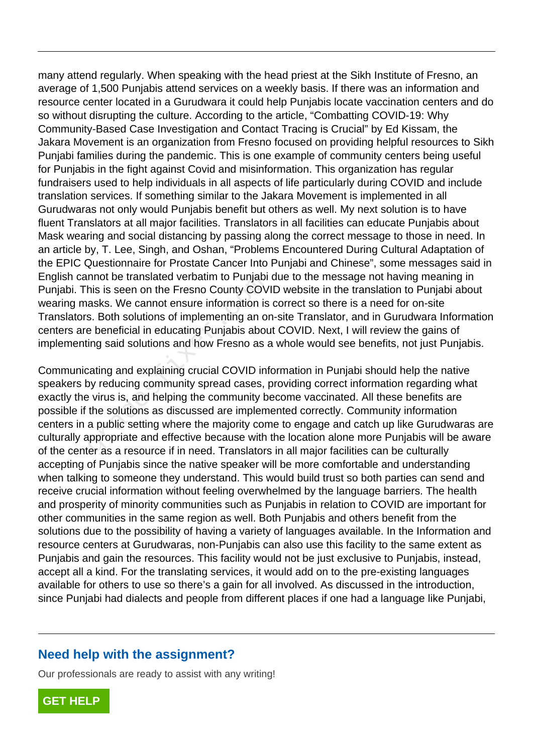many attend regularly. When speaking with the head priest at the Sikh Institute of Fresno, an average of 1,500 Punjabis attend services on a weekly basis. If there was an information and resource center located in a Gurudwara it could help Punjabis locate vaccination centers and do so without disrupting the culture. According to the article, "Combatting COVID-19: Why Community-Based Case Investigation and Contact Tracing is Crucial" by Ed Kissam, the Jakara Movement is an organization from Fresno focused on providing helpful resources to Sikh Punjabi families during the pandemic. This is one example of community centers being useful for Punjabis in the fight against Covid and misinformation. This organization has regular fundraisers used to help individuals in all aspects of life particularly during COVID and include translation services. If something similar to the Jakara Movement is implemented in all Gurudwaras not only would Punjabis benefit but others as well. My next solution is to have fluent Translators at all major facilities. Translators in all facilities can educate Punjabis about Mask wearing and social distancing by passing along the correct message to those in need. In an article by, T. Lee, Singh, and Oshan, "Problems Encountered During Cultural Adaptation of the EPIC Questionnaire for Prostate Cancer Into Punjabi and Chinese", some messages said in English cannot be translated verbatim to Punjabi due to the message not having meaning in Punjabi. This is seen on the Fresno County COVID website in the translation to Punjabi about wearing masks. We cannot ensure information is correct so there is a need for on-site Translators. Both solutions of implementing an on-site Translator, and in Gurudwara Information centers are beneficial in educating Punjabis about COVID. Next, I will review the gains of implementing said solutions and how Fresno as a whole would see benefits, not just Punjabis.

Communicating and explaining crucial COVID information in Punjabi should help the native speakers by reducing community spread cases, providing correct information regarding what exactly the virus is, and helping the community become vaccinated. All these benefits are possible if the solutions as discussed are implemented correctly. Community information centers in a public setting where the majority come to engage and catch up like Gurudwaras are culturally appropriate and effective because with the location alone more Punjabis will be aware of the center as a resource if in need. Translators in all major facilities can be culturally accepting of Punjabis since the native speaker will be more comfortable and understanding when talking to someone they understand. This would build trust so both parties can send and receive crucial information without feeling overwhelmed by the language barriers. The health and prosperity of minority communities such as Punjabis in relation to COVID are important for other communities in the same region as well. Both Punjabis and others benefit from the solutions due to the possibility of having a variety of languages available. In the Information and resource centers at Gurudwaras, non-Punjabis can also use this facility to the same extent as Punjabis and gain the resources. This facility would not be just exclusive to Punjabis, instead, accept all a kind. For the translating services, it would add on to the pre-existing languages available for others to use so there's a gain for all involved. As discussed in the introduction, since Punjabi had dialects and people from different places if one had a language like Punjabi,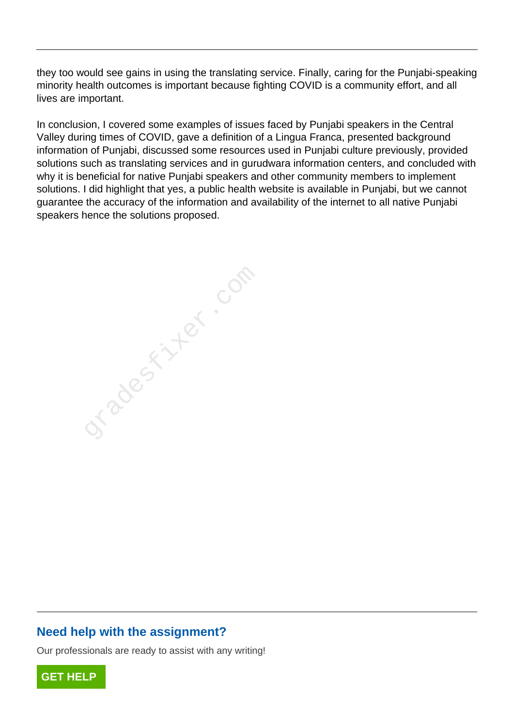they too would see gains in using the translating service. Finally, caring for the Punjabi-speaking minority health outcomes is important because fighting COVID is a community effort, and all lives are important.

In conclusion, I covered some examples of issues faced by Punjabi speakers in the Central Valley during times of COVID, gave a definition of a Lingua Franca, presented background information of Punjabi, discussed some resources used in Punjabi culture previously, provided solutions such as translating services and in gurudwara information centers, and concluded with why it is beneficial for native Punjabi speakers and other community members to implement solutions. I did highlight that yes, a public health website is available in Punjabi, but we cannot guarantee the accuracy of the information and availability of the internet to all native Punjabi speakers hence the solutions proposed.